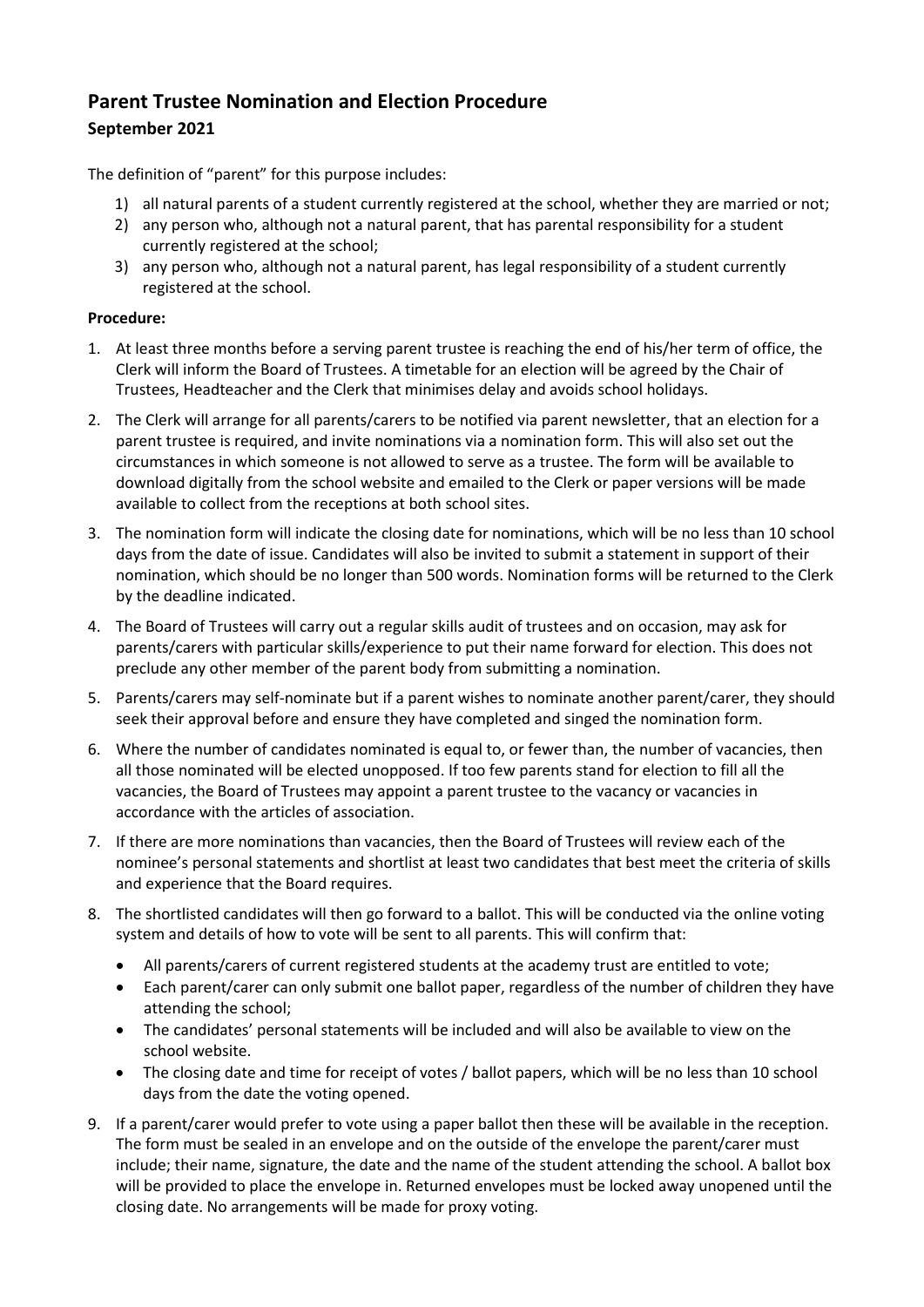# Parent Trustee Nomination and Election Procedure

## September 2021

The definition of "parent" for this purpose includes:

1) all natural parents of a student currently registered at the school, whether they are married or not;
2) any person who, although not a natural parent, that has parental responsibility for a student currently registered at the school;
3) any person who, although not a natural parent, has legal responsibility of a student currently registered at the school.

**Procedure:**

1. At least three months before a serving parent trustee is reaching the end of his/her term of office, the Clerk will inform the Board of Trustees. A timetable for an election will be agreed by the Chair of Trustees, Headteacher and the Clerk that minimises delay and avoids school holidays.
2. The Clerk will arrange for all parents/carers to be notified via parent newsletter, that an election for a parent trustee is required, and invite nominations via a nomination form. This will also set out the circumstances in which someone is not allowed to serve as a trustee. The form will be available to download digitally from the school website and emailed to the Clerk or paper versions will be made available to collect from the receptions at both school sites.
3. The nomination form will indicate the closing date for nominations, which will be no less than 10 school days from the date of issue. Candidates will also be invited to submit a statement in support of their nomination, which should be no longer than 500 words. Nomination forms will be returned to the Clerk by the deadline indicated.
4. The Board of Trustees will carry out a regular skills audit of trustees and on occasion, may ask for parents/carers with particular skills/experience to put their name forward for election. This does not preclude any other member of the parent body from submitting a nomination.
5. Parents/carers may self-nominate but if a parent wishes to nominate another parent/carer, they should seek their approval before and ensure they have completed and singed the nomination form.
6. Where the number of candidates nominated is equal to, or fewer than, the number of vacancies, then all those nominated will be elected unopposed. If too few parents stand for election to fill all the vacancies, the Board of Trustees may appoint a parent trustee to the vacancy or vacancies in accordance with the articles of association.
7. If there are more nominations than vacancies, then the Board of Trustees will review each of the nominee's personal statements and shortlist at least two candidates that best meet the criteria of skills and experience that the Board requires.
8. The shortlisted candidates will then go forward to a ballot. This will be conducted via the online voting system and details of how to vote will be sent to all parents. This will confirm that:
   - All parents/carers of current registered students at the academy trust are entitled to vote;
   - Each parent/carer can only submit one ballot paper, regardless of the number of children they have attending the school;
   - The candidates' personal statements will be included and will also be available to view on the school website.
   - The closing date and time for receipt of votes / ballot papers, which will be no less than 10 school days from the date the voting opened.
9. If a parent/carer would prefer to vote using a paper ballot then these will be available in the reception. The form must be sealed in an envelope and on the outside of the envelope the parent/carer must include; their name, signature, the date and the name of the student attending the school. A ballot box will be provided to place the envelope in. Returned envelopes must be locked away unopened until the closing date. No arrangements will be made for proxy voting.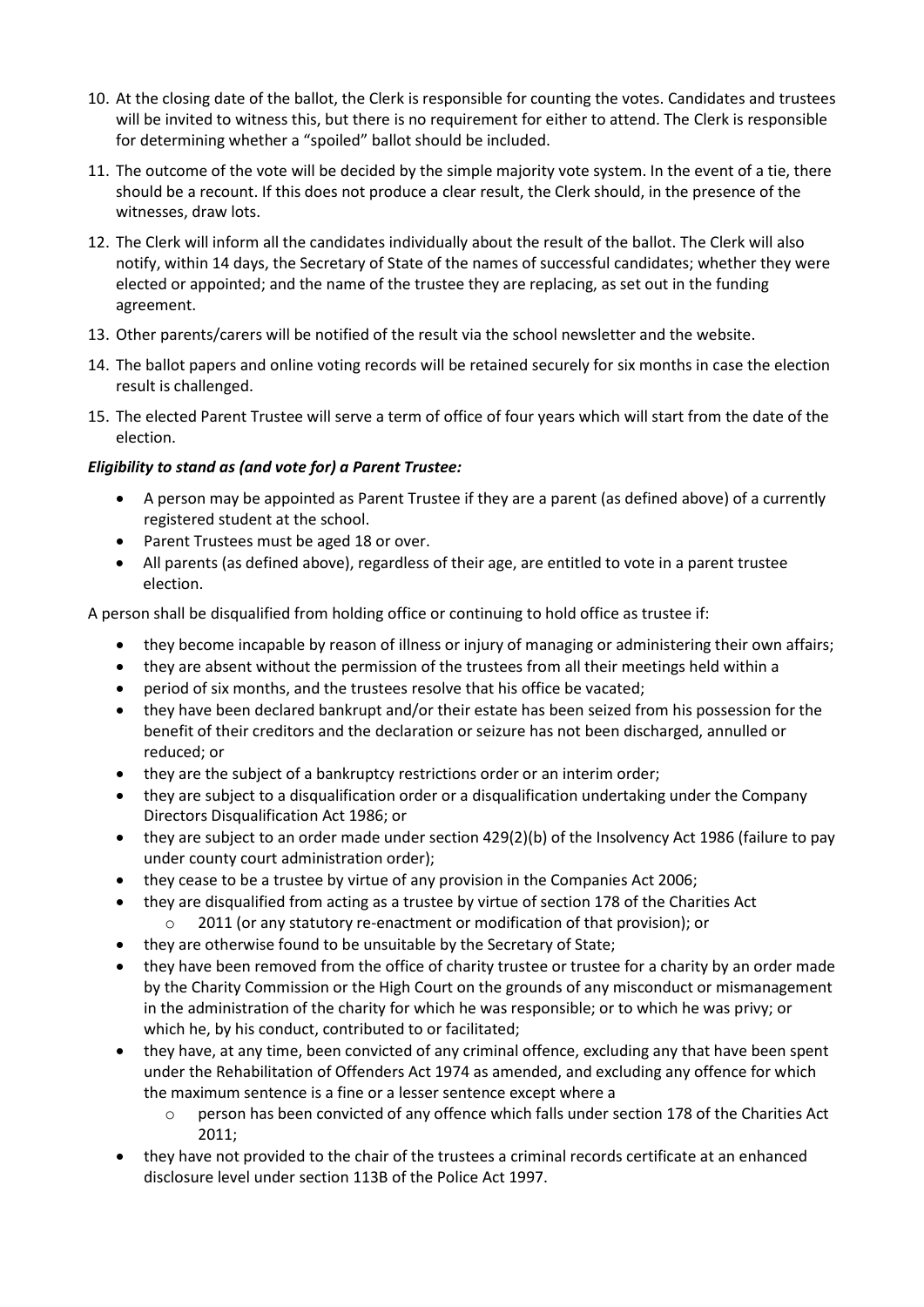10. At the closing date of the ballot, the Clerk is responsible for counting the votes. Candidates and trustees will be invited to witness this, but there is no requirement for either to attend. The Clerk is responsible for determining whether a "spoiled" ballot should be included.
11. The outcome of the vote will be decided by the simple majority vote system. In the event of a tie, there should be a recount. If this does not produce a clear result, the Clerk should, in the presence of the witnesses, draw lots.
12. The Clerk will inform all the candidates individually about the result of the ballot. The Clerk will also notify, within 14 days, the Secretary of State of the names of successful candidates; whether they were elected or appointed; and the name of the trustee they are replacing, as set out in the funding agreement.
13. Other parents/carers will be notified of the result via the school newsletter and the website.
14. The ballot papers and online voting records will be retained securely for six months in case the election result is challenged.
15. The elected Parent Trustee will serve a term of office of four years which will start from the date of the election.

***Eligibility to stand as (and vote for) a Parent Trustee:***

- A person may be appointed as Parent Trustee if they are a parent (as defined above) of a currently registered student at the school.
- Parent Trustees must be aged 18 or over.
- All parents (as defined above), regardless of their age, are entitled to vote in a parent trustee election.

A person shall be disqualified from holding office or continuing to hold office as trustee if:

- they become incapable by reason of illness or injury of managing or administering their own affairs;
- they are absent without the permission of the trustees from all their meetings held within a
- period of six months, and the trustees resolve that his office be vacated;
- they have been declared bankrupt and/or their estate has been seized from his possession for the benefit of their creditors and the declaration or seizure has not been discharged, annulled or reduced; or
- they are the subject of a bankruptcy restrictions order or an interim order;
- they are subject to a disqualification order or a disqualification undertaking under the Company Directors Disqualification Act 1986; or
- they are subject to an order made under section 429(2)(b) of the Insolvency Act 1986 (failure to pay under county court administration order);
- they cease to be a trustee by virtue of any provision in the Companies Act 2006;
- they are disqualified from acting as a trustee by virtue of section 178 of the Charities Act
  - 2011 (or any statutory re-enactment or modification of that provision); or
- they are otherwise found to be unsuitable by the Secretary of State;
- they have been removed from the office of charity trustee or trustee for a charity by an order made by the Charity Commission or the High Court on the grounds of any misconduct or mismanagement in the administration of the charity for which he was responsible; or to which he was privy; or which he, by his conduct, contributed to or facilitated;
- they have, at any time, been convicted of any criminal offence, excluding any that have been spent under the Rehabilitation of Offenders Act 1974 as amended, and excluding any offence for which the maximum sentence is a fine or a lesser sentence except where a
  - person has been convicted of any offence which falls under section 178 of the Charities Act 2011;
- they have not provided to the chair of the trustees a criminal records certificate at an enhanced disclosure level under section 113B of the Police Act 1997.